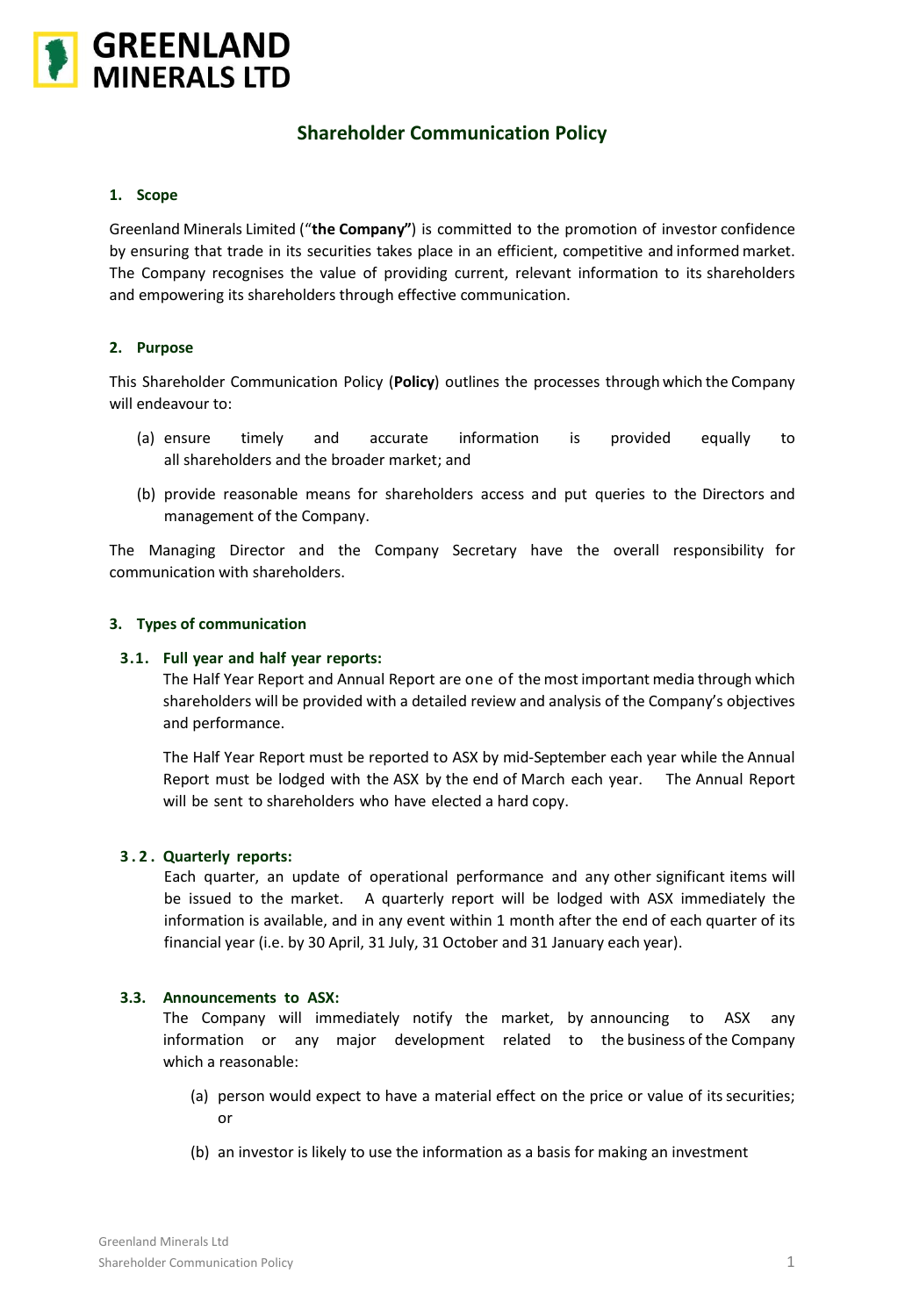# GREENLAND MINERALS LTD

## Shareholder Communication Policy

### 1. Scope

Greenland Minerals Limited ("**the Company"**) is committed to the promotion of investor confidence by ensuring that trade in its securities takes place in an efficient, competitive and informed market. The Company recognises the value of providing current, relevant information to its shareholders and empowering its shareholders through effective communication.

### 2. Purpose

This Shareholder Communication Policy (**Policy**) outlines the processes through which the Company will endeavour to:

(a) ensure timely and accurate information is provided equally to all shareholders and the broader market; and

(b) provide reasonable means for shareholders access and put queries to the Directors and management of the Company.

The Managing Director and the Company Secretary have the overall responsibility for communication with shareholders.

### 3. Types of communication

#### 3.1. Full year and half year reports:

The Half Year Report and Annual Report are one of the most important media through which shareholders will be provided with a detailed review and analysis of the Company's objectives and performance.

The Half Year Report must be reported to ASX by mid-September each year while the Annual Report must be lodged with the ASX by the end of March each year. The Annual Report will be sent to shareholders who have elected a hard copy.

#### 3.2. Quarterly reports:

Each quarter, an update of operational performance and any other significant items will be issued to the market. A quarterly report will be lodged with ASX immediately the information is available, and in any event within 1 month after the end of each quarter of its financial year (i.e. by 30 April, 31 July, 31 October and 31 January each year).

#### 3.3. Announcements to ASX:

The Company will immediately notify the market, by announcing to ASX any information or any major development related to the business of the Company which a reasonable:

(a) person would expect to have a material effect on the price or value of its securities; or

(b) an investor is likely to use the information as a basis for making an investment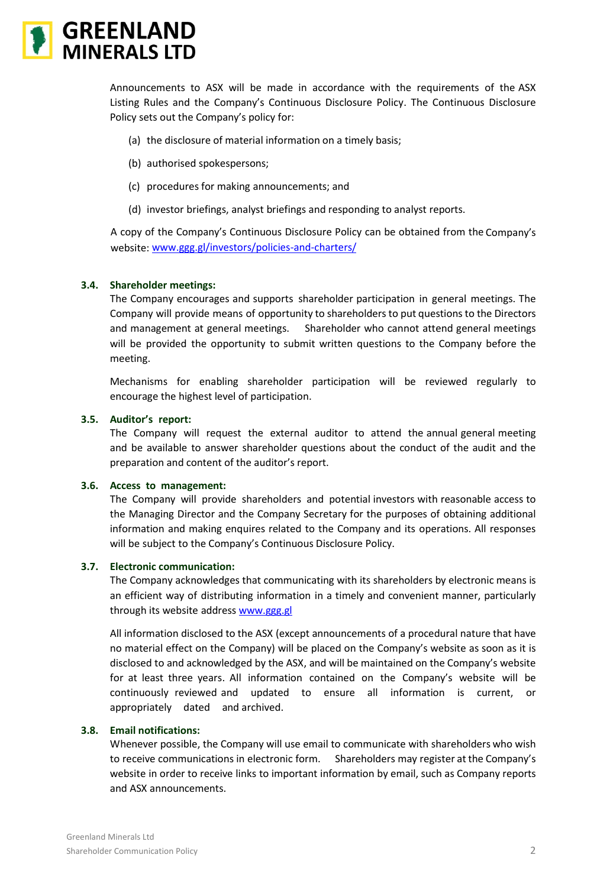Announcements to ASX will be made in accordance with the requirements of the ASX Listing Rules and the Company's Continuous Disclosure Policy. The Continuous Disclosure Policy sets out the Company's policy for:

(a) the disclosure of material information on a timely basis;

(b) authorised spokespersons;

(c) procedures for making announcements; and

(d) investor briefings, analyst briefings and responding to analyst reports.

A copy of the Company's Continuous Disclosure Policy can be obtained from the Company's website: www.ggg.gl/investors/policies-and-charters/

### 3.4. Shareholder meetings:

The Company encourages and supports shareholder participation in general meetings. The Company will provide means of opportunity to shareholders to put questions to the Directors and management at general meetings. Shareholder who cannot attend general meetings will be provided the opportunity to submit written questions to the Company before the meeting.

Mechanisms for enabling shareholder participation will be reviewed regularly to encourage the highest level of participation.

### 3.5. Auditor's report:

The Company will request the external auditor to attend the annual general meeting and be available to answer shareholder questions about the conduct of the audit and the preparation and content of the auditor's report.

### 3.6. Access to management:

The Company will provide shareholders and potential investors with reasonable access to the Managing Director and the Company Secretary for the purposes of obtaining additional information and making enquires related to the Company and its operations. All responses will be subject to the Company's Continuous Disclosure Policy.

### 3.7. Electronic communication:

The Company acknowledges that communicating with its shareholders by electronic means is an efficient way of distributing information in a timely and convenient manner, particularly through its website address www.ggg.gl

All information disclosed to the ASX (except announcements of a procedural nature that have no material effect on the Company) will be placed on the Company's website as soon as it is disclosed to and acknowledged by the ASX, and will be maintained on the Company's website for at least three years. All information contained on the Company's website will be continuously reviewed and updated to ensure all information is current, or appropriately dated and archived.

### 3.8. Email notifications:

Whenever possible, the Company will use email to communicate with shareholders who wish to receive communications in electronic form. Shareholders may register at the Company's website in order to receive links to important information by email, such as Company reports and ASX announcements.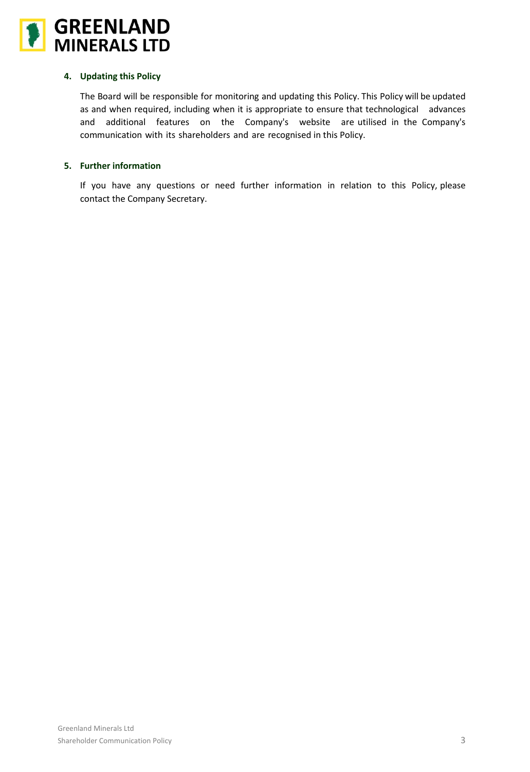## 4. Updating this Policy

The Board will be responsible for monitoring and updating this Policy. This Policy will be updated as and when required, including when it is appropriate to ensure that technological advances and additional features on the Company's website are utilised in the Company's communication with its shareholders and are recognised in this Policy.

## 5. Further information

If you have any questions or need further information in relation to this Policy, please contact the Company Secretary.